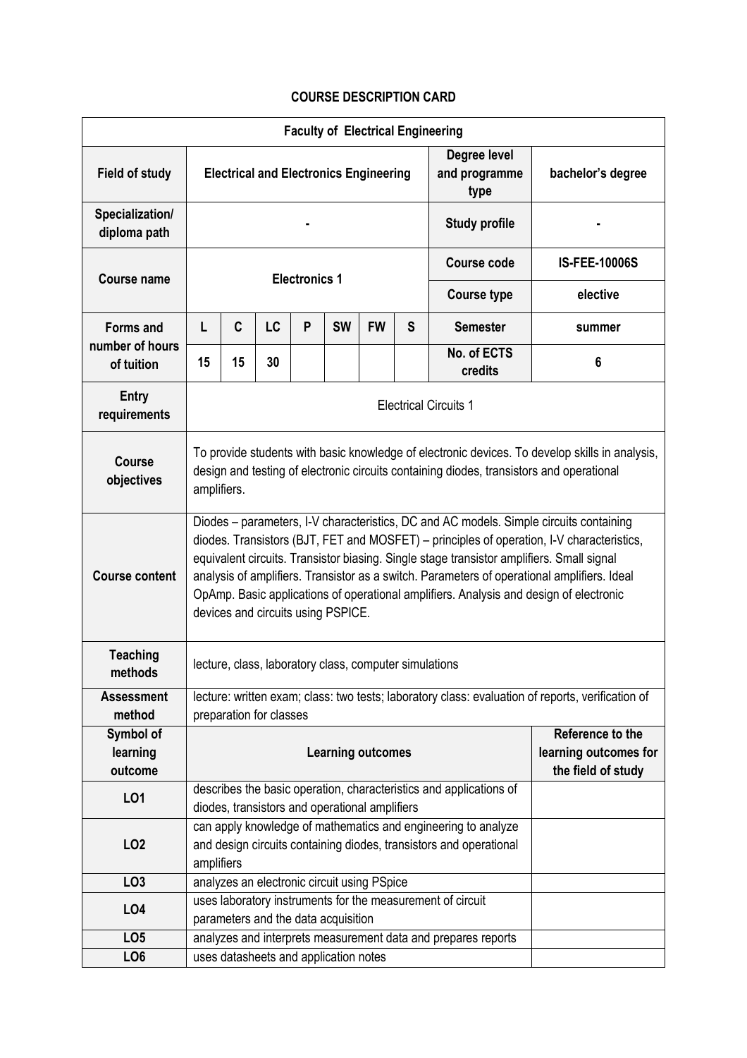# COURSE DESCRIPTION CARD

| Faculty of Electrical Engineering | | | | | | | | | |
|---|---|---|---|---|---|---|---|---|---|
| **Field of study** | **Electrical and Electronics Engineering** | | | | | | | **Degree level and programme type** | **bachelor's degree** |
| **Specialization/ diploma path** | **-** | | | | | | | **Study profile** | **-** |
| **Course name** | **Electronics 1** | | | | | | | **Course code** | **IS-FEE-10006S** |
| | | | | | | | | **Course type** | **elective** |
| **Forms and number of hours of tuition** | **L** | **C** | **LC** | **P** | **SW** | **FW** | **S** | **Semester** | **summer** |
| | **15** | **15** | **30** | | | | | **No. of ECTS credits** | **6** |
| **Entry requirements** | Electrical Circuits 1 | | | | | | | | |
| **Course objectives** | To provide students with basic knowledge of electronic devices. To develop skills in analysis, design and testing of electronic circuits containing diodes, transistors and operational amplifiers. | | | | | | | | |
| **Course content** | Diodes – parameters, I-V characteristics, DC and AC models. Simple circuits containing diodes. Transistors (BJT, FET and MOSFET) – principles of operation, I-V characteristics, equivalent circuits. Transistor biasing. Single stage transistor amplifiers. Small signal analysis of amplifiers. Transistor as a switch. Parameters of operational amplifiers. Ideal OpAmp. Basic applications of operational amplifiers. Analysis and design of electronic devices and circuits using PSPICE. | | | | | | | | |
| **Teaching methods** | lecture, class, laboratory class, computer simulations | | | | | | | | |
| **Assessment method** | lecture: written exam; class: two tests; laboratory class: evaluation of reports, verification of preparation for classes | | | | | | | | |

| Symbol of learning outcome | Learning outcomes | Reference to the learning outcomes for the field of study |
|---|---|---|
| **LO1** | describes the basic operation, characteristics and applications of diodes, transistors and operational amplifiers | |
| **LO2** | can apply knowledge of mathematics and engineering to analyze and design circuits containing diodes, transistors and operational amplifiers | |
| **LO3** | analyzes an electronic circuit using PSpice | |
| **LO4** | uses laboratory instruments for the measurement of circuit parameters and the data acquisition | |
| **LO5** | analyzes and interprets measurement data and prepares reports | |
| **LO6** | uses datasheets and application notes | |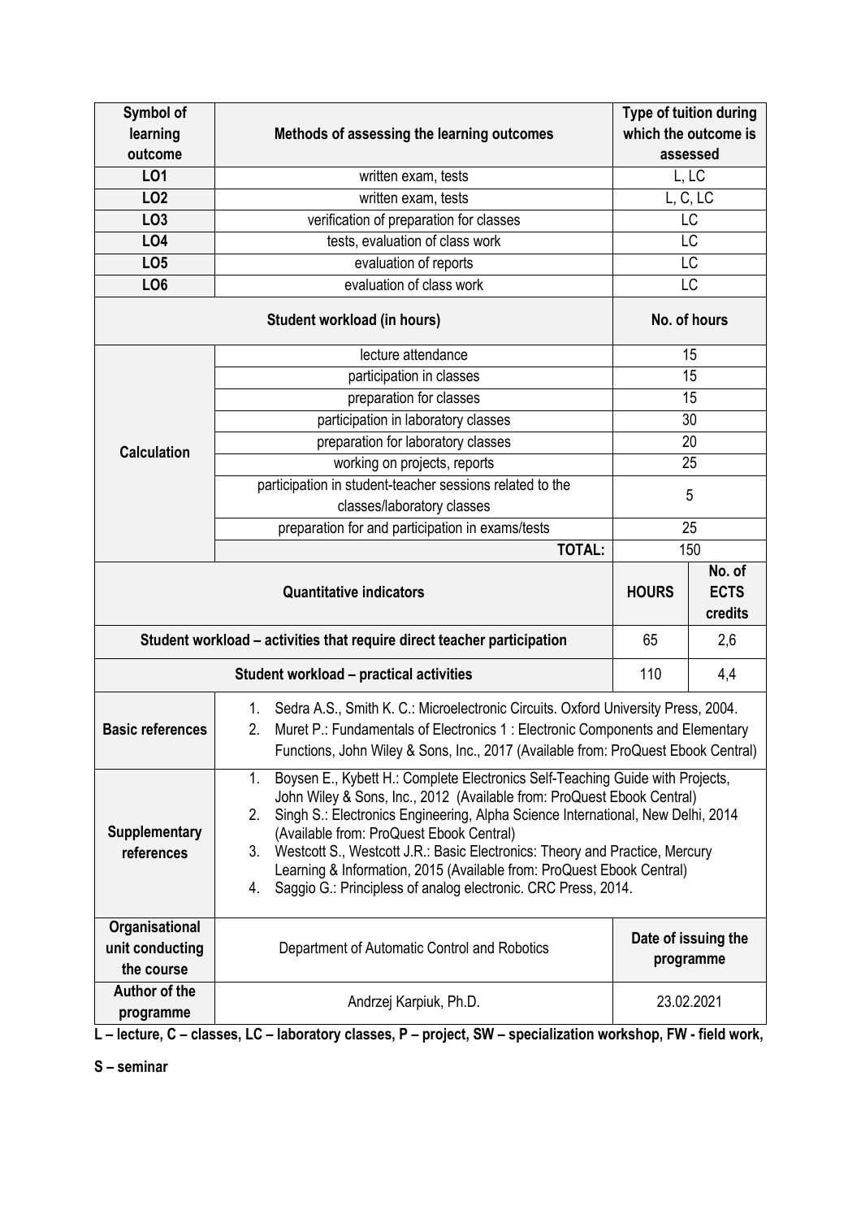| Symbol of learning outcome | Methods of assessing the learning outcomes | Type of tuition during which the outcome is assessed | |
|---|---|---|---|
| LO1 | written exam, tests | L, LC | |
| LO2 | written exam, tests | L, C, LC | |
| LO3 | verification of preparation for classes | LC | |
| LO4 | tests, evaluation of class work | LC | |
| LO5 | evaluation of reports | LC | |
| LO6 | evaluation of class work | LC | |
| **Student workload (in hours)** | | **No. of hours** | |
| **Calculation** | lecture attendance | 15 | |
| | participation in classes | 15 | |
| | preparation for classes | 15 | |
| | participation in laboratory classes | 30 | |
| | preparation for laboratory classes | 20 | |
| | working on projects, reports | 25 | |
| | participation in student-teacher sessions related to the classes/laboratory classes | 5 | |
| | preparation for and participation in exams/tests | 25 | |
| | **TOTAL:** | 150 | |
| **Quantitative indicators** | | **HOURS** | **No. of ECTS credits** |
| **Student workload – activities that require direct teacher participation** | | 65 | 2,6 |
| **Student workload – practical activities** | | 110 | 4,4 |
| **Basic references** | 1. Sedra A.S., Smith K. C.: Microelectronic Circuits. Oxford University Press, 2004.<br>2. Muret P.: Fundamentals of Electronics 1 : Electronic Components and Elementary Functions, John Wiley & Sons, Inc., 2017 (Available from: ProQuest Ebook Central) | | |
| **Supplementary references** | 1. Boysen E., Kybett H.: Complete Electronics Self-Teaching Guide with Projects, John Wiley & Sons, Inc., 2012 (Available from: ProQuest Ebook Central)<br>2. Singh S.: Electronics Engineering, Alpha Science International, New Delhi, 2014 (Available from: ProQuest Ebook Central)<br>3. Westcott S., Westcott J.R.: Basic Electronics: Theory and Practice, Mercury Learning & Information, 2015 (Available from: ProQuest Ebook Central)<br>4. Saggio G.: Principless of analog electronic. CRC Press, 2014. | | |
| **Organisational unit conducting the course** | Department of Automatic Control and Robotics | **Date of issuing the programme** | |
| **Author of the programme** | Andrzej Karpiuk, Ph.D. | 23.02.2021 | |

**L – lecture, C – classes, LC – laboratory classes, P – project, SW – specialization workshop, FW - field work, S – seminar**